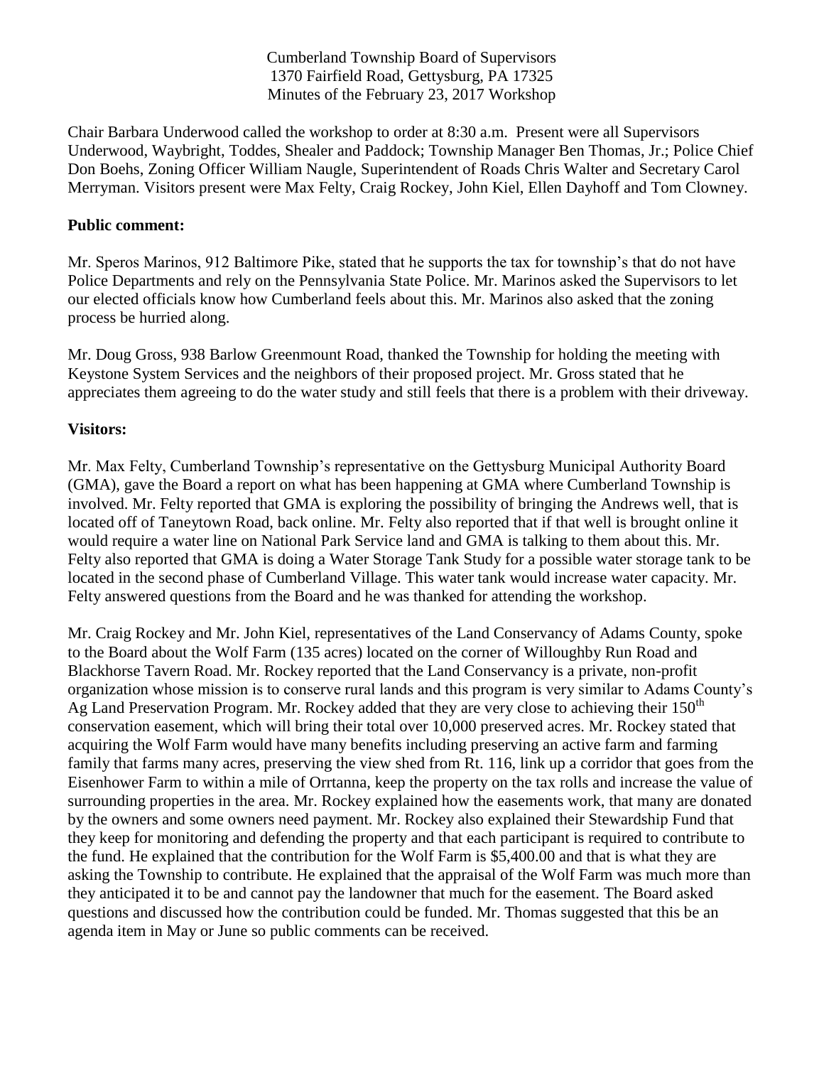Cumberland Township Board of Supervisors
1370 Fairfield Road, Gettysburg, PA 17325
Minutes of the February 23, 2017 Workshop

Chair Barbara Underwood called the workshop to order at 8:30 a.m. Present were all Supervisors Underwood, Waybright, Toddes, Shealer and Paddock; Township Manager Ben Thomas, Jr.; Police Chief Don Boehs, Zoning Officer William Naugle, Superintendent of Roads Chris Walter and Secretary Carol Merryman. Visitors present were Max Felty, Craig Rockey, John Kiel, Ellen Dayhoff and Tom Clowney.

**Public comment:**

Mr. Speros Marinos, 912 Baltimore Pike, stated that he supports the tax for township's that do not have Police Departments and rely on the Pennsylvania State Police. Mr. Marinos asked the Supervisors to let our elected officials know how Cumberland feels about this. Mr. Marinos also asked that the zoning process be hurried along.

Mr. Doug Gross, 938 Barlow Greenmount Road, thanked the Township for holding the meeting with Keystone System Services and the neighbors of their proposed project. Mr. Gross stated that he appreciates them agreeing to do the water study and still feels that there is a problem with their driveway.

**Visitors:**

Mr. Max Felty, Cumberland Township's representative on the Gettysburg Municipal Authority Board (GMA), gave the Board a report on what has been happening at GMA where Cumberland Township is involved. Mr. Felty reported that GMA is exploring the possibility of bringing the Andrews well, that is located off of Taneytown Road, back online. Mr. Felty also reported that if that well is brought online it would require a water line on National Park Service land and GMA is talking to them about this. Mr. Felty also reported that GMA is doing a Water Storage Tank Study for a possible water storage tank to be located in the second phase of Cumberland Village. This water tank would increase water capacity. Mr. Felty answered questions from the Board and he was thanked for attending the workshop.

Mr. Craig Rockey and Mr. John Kiel, representatives of the Land Conservancy of Adams County, spoke to the Board about the Wolf Farm (135 acres) located on the corner of Willoughby Run Road and Blackhorse Tavern Road. Mr. Rockey reported that the Land Conservancy is a private, non-profit organization whose mission is to conserve rural lands and this program is very similar to Adams County's Ag Land Preservation Program. Mr. Rockey added that they are very close to achieving their 150th conservation easement, which will bring their total over 10,000 preserved acres. Mr. Rockey stated that acquiring the Wolf Farm would have many benefits including preserving an active farm and farming family that farms many acres, preserving the view shed from Rt. 116, link up a corridor that goes from the Eisenhower Farm to within a mile of Orrtanna, keep the property on the tax rolls and increase the value of surrounding properties in the area. Mr. Rockey explained how the easements work, that many are donated by the owners and some owners need payment. Mr. Rockey also explained their Stewardship Fund that they keep for monitoring and defending the property and that each participant is required to contribute to the fund. He explained that the contribution for the Wolf Farm is $5,400.00 and that is what they are asking the Township to contribute. He explained that the appraisal of the Wolf Farm was much more than they anticipated it to be and cannot pay the landowner that much for the easement. The Board asked questions and discussed how the contribution could be funded. Mr. Thomas suggested that this be an agenda item in May or June so public comments can be received.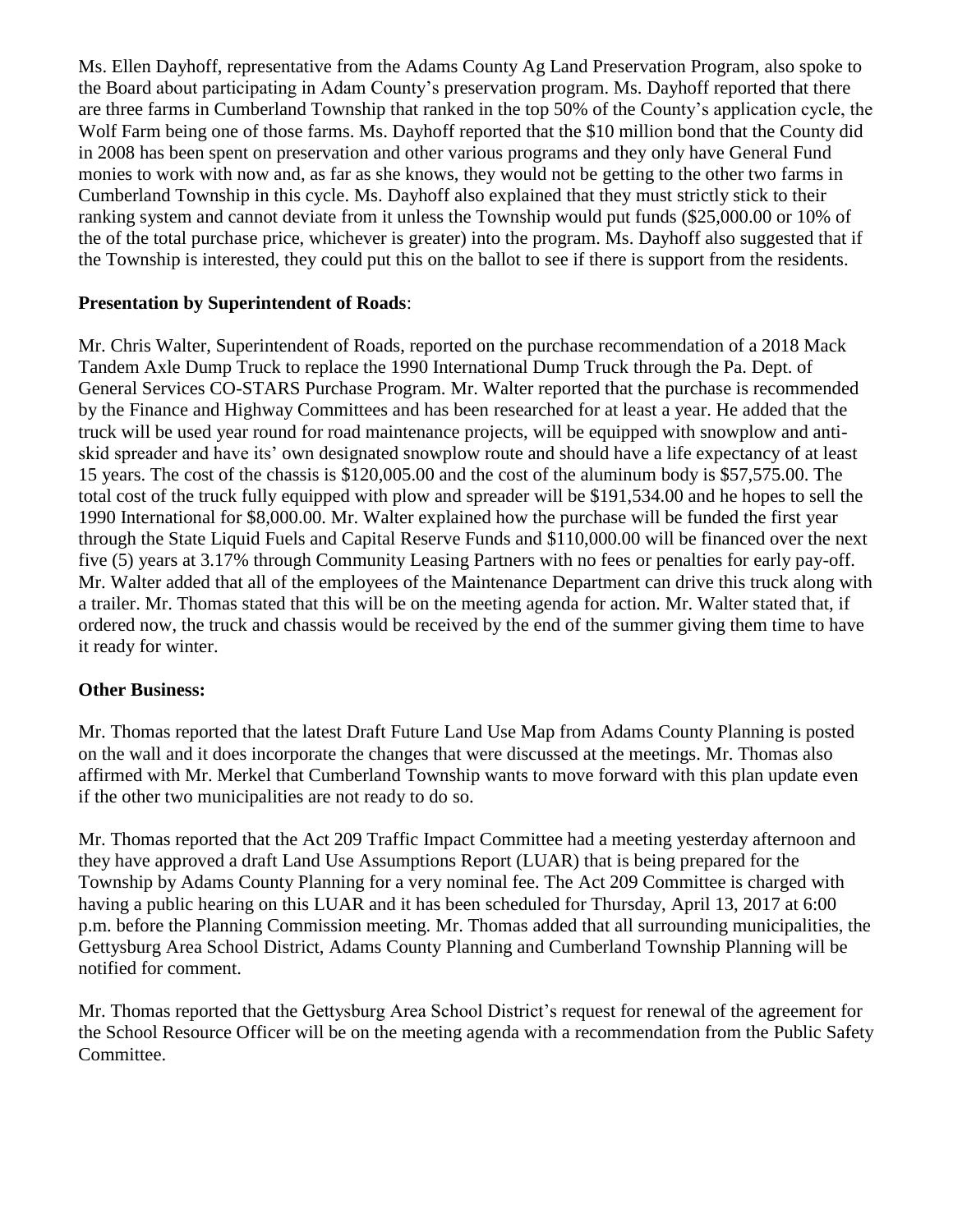Ms. Ellen Dayhoff, representative from the Adams County Ag Land Preservation Program, also spoke to the Board about participating in Adam County's preservation program. Ms. Dayhoff reported that there are three farms in Cumberland Township that ranked in the top 50% of the County's application cycle, the Wolf Farm being one of those farms. Ms. Dayhoff reported that the $10 million bond that the County did in 2008 has been spent on preservation and other various programs and they only have General Fund monies to work with now and, as far as she knows, they would not be getting to the other two farms in Cumberland Township in this cycle. Ms. Dayhoff also explained that they must strictly stick to their ranking system and cannot deviate from it unless the Township would put funds ($25,000.00 or 10% of the of the total purchase price, whichever is greater) into the program. Ms. Dayhoff also suggested that if the Township is interested, they could put this on the ballot to see if there is support from the residents.

**Presentation by Superintendent of Roads**:

Mr. Chris Walter, Superintendent of Roads, reported on the purchase recommendation of a 2018 Mack Tandem Axle Dump Truck to replace the 1990 International Dump Truck through the Pa. Dept. of General Services CO-STARS Purchase Program. Mr. Walter reported that the purchase is recommended by the Finance and Highway Committees and has been researched for at least a year. He added that the truck will be used year round for road maintenance projects, will be equipped with snowplow and anti-skid spreader and have its' own designated snowplow route and should have a life expectancy of at least 15 years. The cost of the chassis is $120,005.00 and the cost of the aluminum body is $57,575.00. The total cost of the truck fully equipped with plow and spreader will be $191,534.00 and he hopes to sell the 1990 International for $8,000.00. Mr. Walter explained how the purchase will be funded the first year through the State Liquid Fuels and Capital Reserve Funds and $110,000.00 will be financed over the next five (5) years at 3.17% through Community Leasing Partners with no fees or penalties for early pay-off. Mr. Walter added that all of the employees of the Maintenance Department can drive this truck along with a trailer. Mr. Thomas stated that this will be on the meeting agenda for action. Mr. Walter stated that, if ordered now, the truck and chassis would be received by the end of the summer giving them time to have it ready for winter.

**Other Business:**

Mr. Thomas reported that the latest Draft Future Land Use Map from Adams County Planning is posted on the wall and it does incorporate the changes that were discussed at the meetings. Mr. Thomas also affirmed with Mr. Merkel that Cumberland Township wants to move forward with this plan update even if the other two municipalities are not ready to do so.

Mr. Thomas reported that the Act 209 Traffic Impact Committee had a meeting yesterday afternoon and they have approved a draft Land Use Assumptions Report (LUAR) that is being prepared for the Township by Adams County Planning for a very nominal fee. The Act 209 Committee is charged with having a public hearing on this LUAR and it has been scheduled for Thursday, April 13, 2017 at 6:00 p.m. before the Planning Commission meeting. Mr. Thomas added that all surrounding municipalities, the Gettysburg Area School District, Adams County Planning and Cumberland Township Planning will be notified for comment.

Mr. Thomas reported that the Gettysburg Area School District's request for renewal of the agreement for the School Resource Officer will be on the meeting agenda with a recommendation from the Public Safety Committee.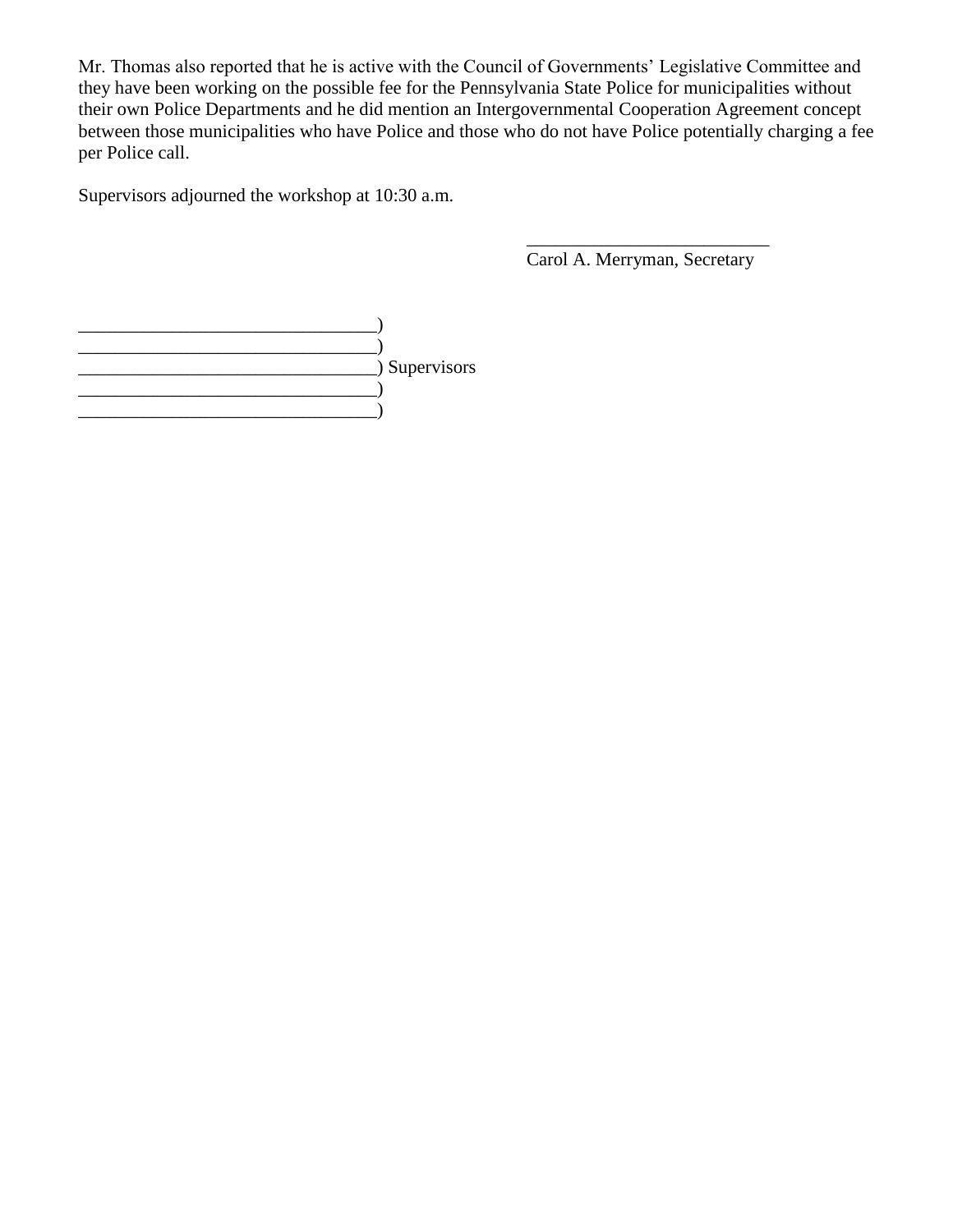Mr. Thomas also reported that he is active with the Council of Governments' Legislative Committee and they have been working on the possible fee for the Pennsylvania State Police for municipalities without their own Police Departments and he did mention an Intergovernmental Cooperation Agreement concept between those municipalities who have Police and those who do not have Police potentially charging a fee per Police call.

Supervisors adjourned the workshop at 10:30 a.m.

\_\_\_\_\_\_\_\_\_\_\_\_\_\_\_\_\_\_\_\_\_\_\_\_\_\_\_
Carol A. Merryman, Secretary

\_\_\_\_\_\_\_\_\_\_\_\_\_\_\_\_\_\_\_\_\_\_\_\_\_\_\_\_\_\_\_\_\_)
\_\_\_\_\_\_\_\_\_\_\_\_\_\_\_\_\_\_\_\_\_\_\_\_\_\_\_\_\_\_\_\_\_)
\_\_\_\_\_\_\_\_\_\_\_\_\_\_\_\_\_\_\_\_\_\_\_\_\_\_\_\_\_\_\_\_\_) Supervisors
\_\_\_\_\_\_\_\_\_\_\_\_\_\_\_\_\_\_\_\_\_\_\_\_\_\_\_\_\_\_\_\_\_)
\_\_\_\_\_\_\_\_\_\_\_\_\_\_\_\_\_\_\_\_\_\_\_\_\_\_\_\_\_\_\_\_\_)